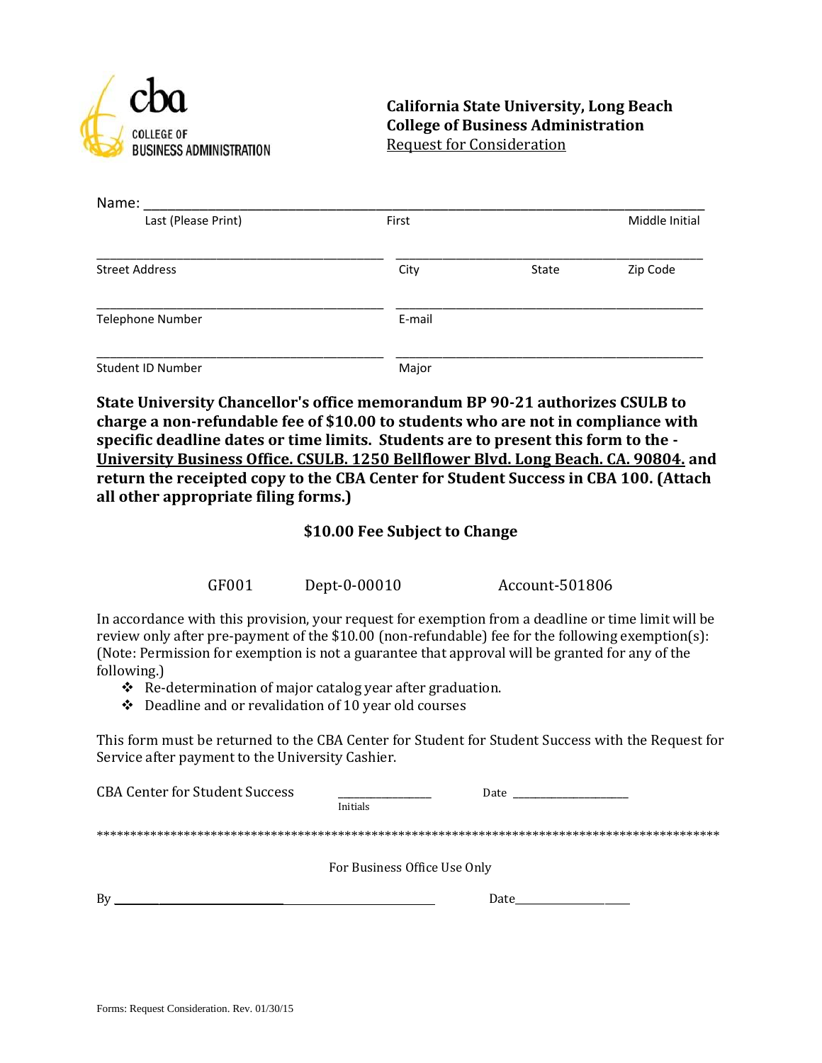cba COLLEGE OF BUSINESS ADMINISTRATION

**California State University, Long Beach**
**College of Business Administration**
Request for Consideration

Name: ______________________________________________________________
Last (Please Print) First Middle Initial

______________________________ ______________________________
Street Address City State Zip Code

______________________________ ______________________________
Telephone Number E-mail

______________________________ ______________________________
Student ID Number Major

**State University Chancellor's office memorandum BP 90-21 authorizes CSULB to charge a non-refundable fee of $10.00 to students who are not in compliance with specific deadline dates or time limits. Students are to present this form to the - University Business Office. CSULB. 1250 Bellflower Blvd. Long Beach. CA. 90804. and return the receipted copy to the CBA Center for Student Success in CBA 100. (Attach all other appropriate filing forms.)**

**$10.00 Fee Subject to Change**

GF001 Dept-0-00010 Account-501806

In accordance with this provision, your request for exemption from a deadline or time limit will be review only after pre-payment of the $10.00 (non-refundable) fee for the following exemption(s): (Note: Permission for exemption is not a guarantee that approval will be granted for any of the following.)

- Re-determination of major catalog year after graduation.
- Deadline and or revalidation of 10 year old courses

This form must be returned to the CBA Center for Student for Student Success with the Request for Service after payment to the University Cashier.

CBA Center for Student Success ____________ Date ____________
Initials

******************************************************************************************

For Business Office Use Only

By ______________________________ Date____________

Forms: Request Consideration. Rev. 01/30/15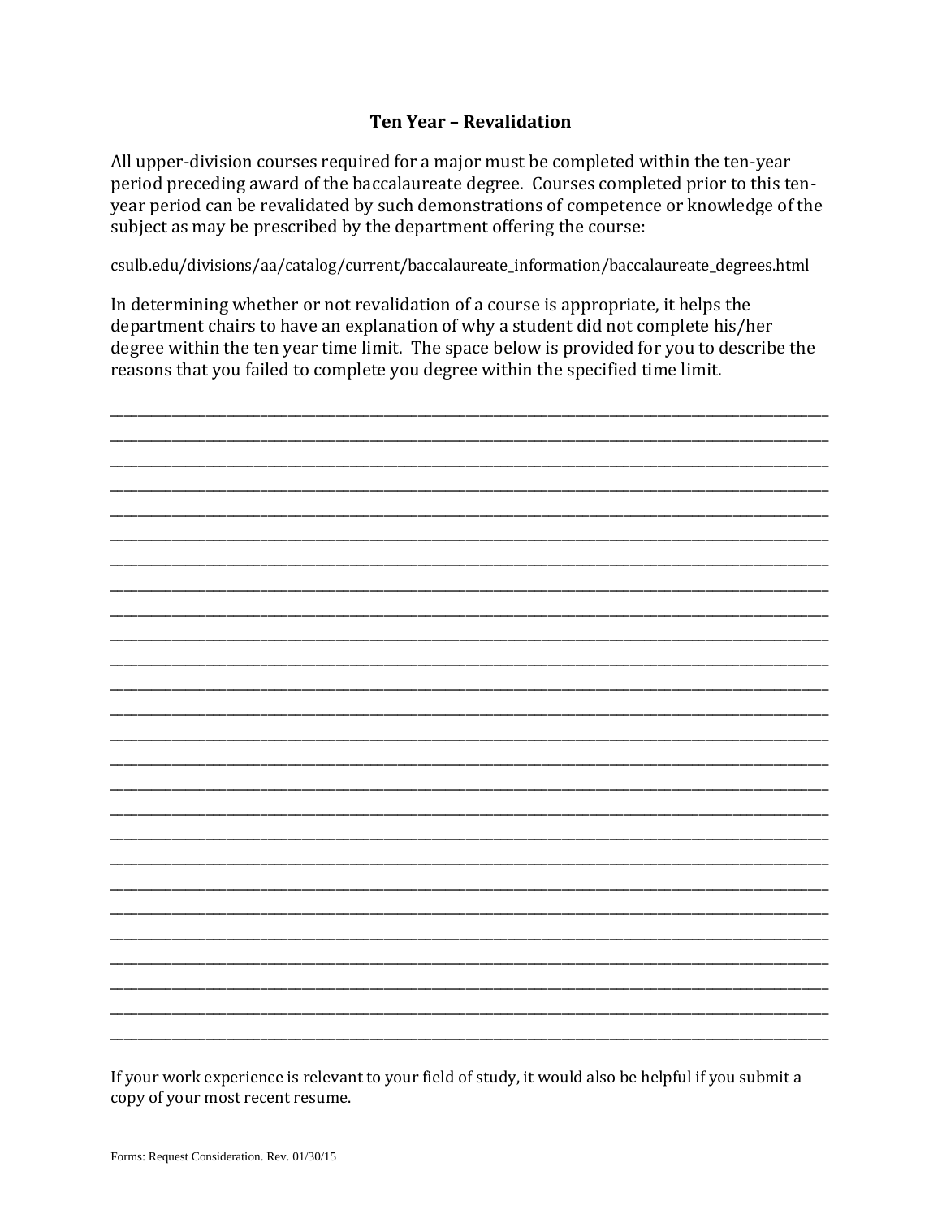## Ten Year – Revalidation

All upper-division courses required for a major must be completed within the ten-year period preceding award of the baccalaureate degree. Courses completed prior to this ten-year period can be revalidated by such demonstrations of competence or knowledge of the subject as may be prescribed by the department offering the course:

csulb.edu/divisions/aa/catalog/current/baccalaureate_information/baccalaureate_degrees.html

In determining whether or not revalidation of a course is appropriate, it helps the department chairs to have an explanation of why a student did not complete his/her degree within the ten year time limit. The space below is provided for you to describe the reasons that you failed to complete you degree within the specified time limit.

______________________________________________________________________________
______________________________________________________________________________
______________________________________________________________________________
______________________________________________________________________________
______________________________________________________________________________
______________________________________________________________________________
______________________________________________________________________________
______________________________________________________________________________
______________________________________________________________________________
______________________________________________________________________________
______________________________________________________________________________
______________________________________________________________________________
______________________________________________________________________________
______________________________________________________________________________
______________________________________________________________________________
______________________________________________________________________________
______________________________________________________________________________
______________________________________________________________________________
______________________________________________________________________________
______________________________________________________________________________
______________________________________________________________________________
______________________________________________________________________________
______________________________________________________________________________
______________________________________________________________________________
______________________________________________________________________________
______________________________________________________________________________

If your work experience is relevant to your field of study, it would also be helpful if you submit a copy of your most recent resume.

Forms: Request Consideration. Rev. 01/30/15